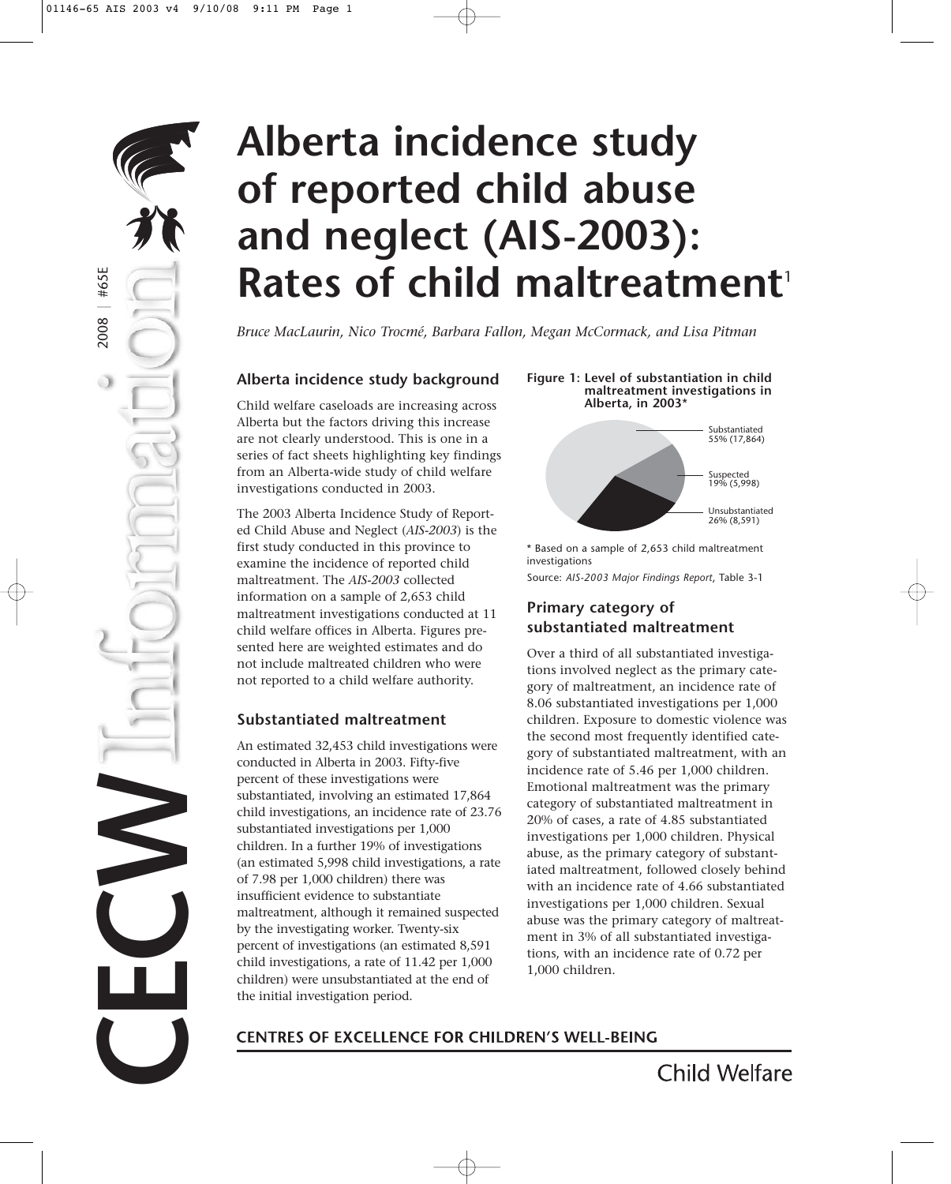# Alberta incidence study of reported child abuse and neglect (AIS-2003): Rates of child maltreatment[1]

*Bruce MacLaurin, Nico Trocmé, Barbara Fallon, Megan McCormack, and Lisa Pitman*

## Alberta incidence study background

Child welfare caseloads are increasing across Alberta but the factors driving this increase are not clearly understood. This is one in a series of fact sheets highlighting key findings from an Alberta-wide study of child welfare investigations conducted in 2003.

The 2003 Alberta Incidence Study of Reported Child Abuse and Neglect (*AIS-2003*) is the first study conducted in this province to examine the incidence of reported child maltreatment. The *AIS-2003* collected information on a sample of 2,653 child maltreatment investigations conducted at 11 child welfare offices in Alberta. Figures presented here are weighted estimates and do not include maltreated children who were not reported to a child welfare authority.

## Substantiated maltreatment

An estimated 32,453 child investigations were conducted in Alberta in 2003. Fifty-five percent of these investigations were substantiated, involving an estimated 17,864 child investigations, an incidence rate of 23.76 substantiated investigations per 1,000 children. In a further 19% of investigations (an estimated 5,998 child investigations, a rate of 7.98 per 1,000 children) there was insufficient evidence to substantiate maltreatment, although it remained suspected by the investigating worker. Twenty-six percent of investigations (an estimated 8,591 child investigations, a rate of 11.42 per 1,000 children) were unsubstantiated at the end of the initial investigation period.

**Figure 1: Level of substantiation in child maltreatment investigations in Alberta, in 2003***

| Level | Percent (Number) |
|---|---|
| Substantiated | 55% (17,864) |
| Suspected | 19% (5,998) |
| Unsubstantiated | 26% (8,591) |

\* Based on a sample of 2,653 child maltreatment investigations

Source: *AIS-2003 Major Findings Report*, Table 3-1

## Primary category of substantiated maltreatment

Over a third of all substantiated investigations involved neglect as the primary category of maltreatment, an incidence rate of 8.06 substantiated investigations per 1,000 children. Exposure to domestic violence was the second most frequently identified category of substantiated maltreatment, with an incidence rate of 5.46 per 1,000 children. Emotional maltreatment was the primary category of substantiated maltreatment in 20% of cases, a rate of 4.85 substantiated investigations per 1,000 children. Physical abuse, as the primary category of substantiated maltreatment, followed closely behind with an incidence rate of 4.66 substantiated investigations per 1,000 children. Sexual abuse was the primary category of maltreatment in 3% of all substantiated investigations, with an incidence rate of 0.72 per 1,000 children.

CENTRES OF EXCELLENCE FOR CHILDREN'S WELL-BEING

Child Welfare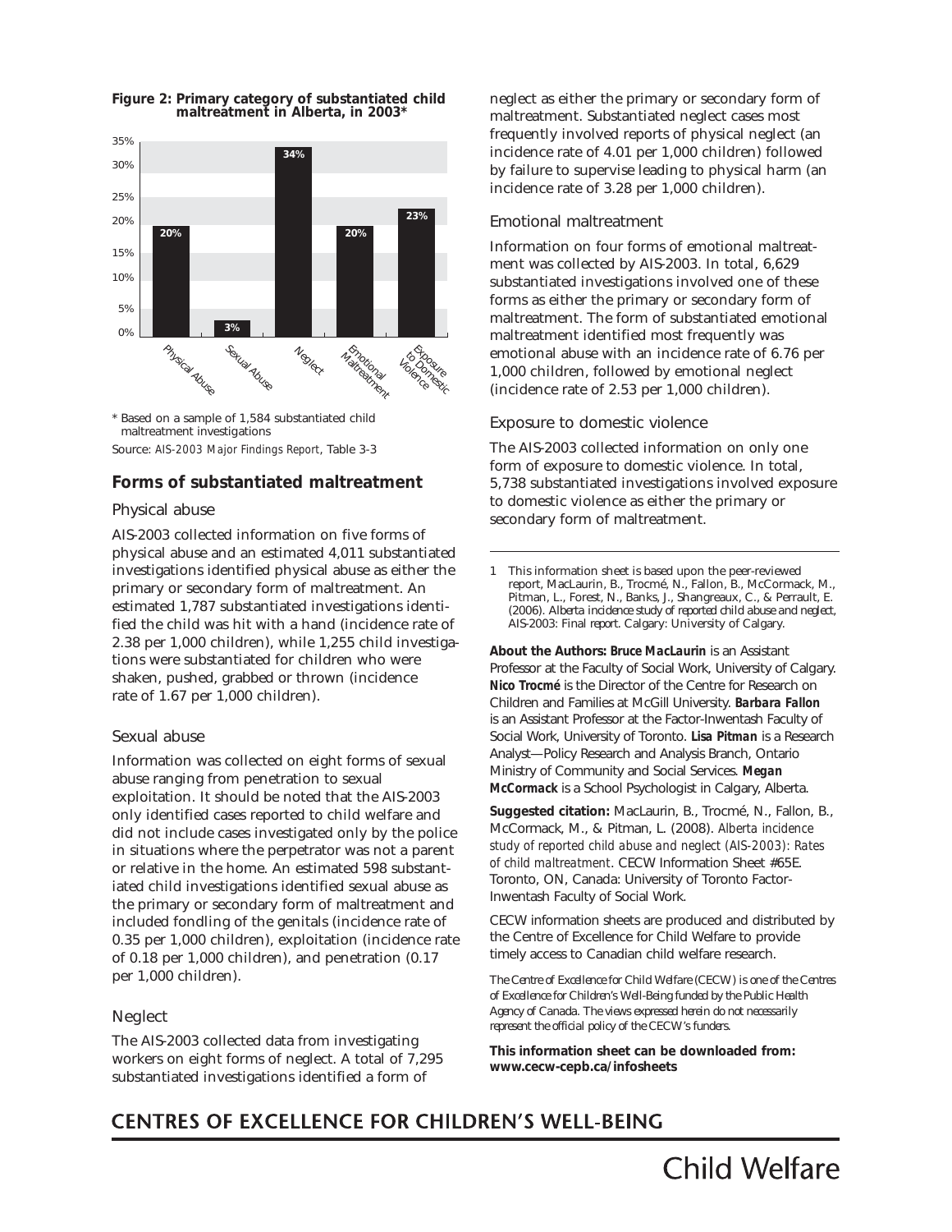**Figure 2: Primary category of substantiated child maltreatment in Alberta, in 2003***

35%
30%
25%
20%
15%
10%
5%
0%

20%
3%
34%
20%
23%

Physical Abuse
Sexual Abuse
Neglect
Emotional Maltreatment
Exposure to Domestic Violence

\* Based on a sample of 1,584 substantiated child maltreatment investigations

Source: *AIS-2003 Major Findings Report*, Table 3-3

## Forms of substantiated maltreatment

### Physical abuse

AIS-2003 collected information on five forms of physical abuse and an estimated 4,011 substantiated investigations identified physical abuse as either the primary or secondary form of maltreatment. An estimated 1,787 substantiated investigations identified the child was hit with a hand (incidence rate of 2.38 per 1,000 children), while 1,255 child investigations were substantiated for children who were shaken, pushed, grabbed or thrown (incidence rate of 1.67 per 1,000 children).

### Sexual abuse

Information was collected on eight forms of sexual abuse ranging from penetration to sexual exploitation. It should be noted that the AIS-2003 only identified cases reported to child welfare and did not include cases investigated only by the police in situations where the perpetrator was not a parent or relative in the home. An estimated 598 substantiated child investigations identified sexual abuse as the primary or secondary form of maltreatment and included fondling of the genitals (incidence rate of 0.35 per 1,000 children), exploitation (incidence rate of 0.18 per 1,000 children), and penetration (0.17 per 1,000 children).

### Neglect

The AIS-2003 collected data from investigating workers on eight forms of neglect. A total of 7,295 substantiated investigations identified a form of neglect as either the primary or secondary form of maltreatment. Substantiated neglect cases most frequently involved reports of physical neglect (an incidence rate of 4.01 per 1,000 children) followed by failure to supervise leading to physical harm (an incidence rate of 3.28 per 1,000 children).

### Emotional maltreatment

Information on four forms of emotional maltreatment was collected by AIS-2003. In total, 6,629 substantiated investigations involved one of these forms as either the primary or secondary form of maltreatment. The form of substantiated emotional maltreatment identified most frequently was emotional abuse with an incidence rate of 6.76 per 1,000 children, followed by emotional neglect (incidence rate of 2.53 per 1,000 children).

### Exposure to domestic violence

The AIS-2003 collected information on only one form of exposure to domestic violence. In total, 5,738 substantiated investigations involved exposure to domestic violence as either the primary or secondary form of maltreatment.

---

1 This information sheet is based upon the peer-reviewed report, MacLaurin, B., Trocmé, N., Fallon, B., McCormack, M., Pitman, L., Forest, N., Banks, J., Shangreaux, C., & Perrault, E. (2006). *Alberta incidence study of reported child abuse and neglect, AIS-2003: Final report*. Calgary: University of Calgary.

**About the Authors:** ***Bruce MacLaurin*** is an Assistant Professor at the Faculty of Social Work, University of Calgary. ***Nico Trocmé*** is the Director of the Centre for Research on Children and Families at McGill University. ***Barbara Fallon*** is an Assistant Professor at the Factor-Inwentash Faculty of Social Work, University of Toronto. ***Lisa Pitman*** is a Research Analyst—Policy Research and Analysis Branch, Ontario Ministry of Community and Social Services. ***Megan McCormack*** is a School Psychologist in Calgary, Alberta.

**Suggested citation:** MacLaurin, B., Trocmé, N., Fallon, B., McCormack, M., & Pitman, L. (2008). *Alberta incidence study of reported child abuse and neglect (AIS-2003): Rates of child maltreatment*. CECW Information Sheet #65E. Toronto, ON, Canada: University of Toronto Factor-Inwentash Faculty of Social Work.

CECW information sheets are produced and distributed by the Centre of Excellence for Child Welfare to provide timely access to Canadian child welfare research.

*The Centre of Excellence for Child Welfare (CECW) is one of the Centres of Excellence for Children's Well-Being funded by the Public Health Agency of Canada. The views expressed herein do not necessarily represent the official policy of the CECW's funders.*

**This information sheet can be downloaded from: www.cecw-cepb.ca/infosheets**

CENTRES OF EXCELLENCE FOR CHILDREN'S WELL-BEING

Child Welfare